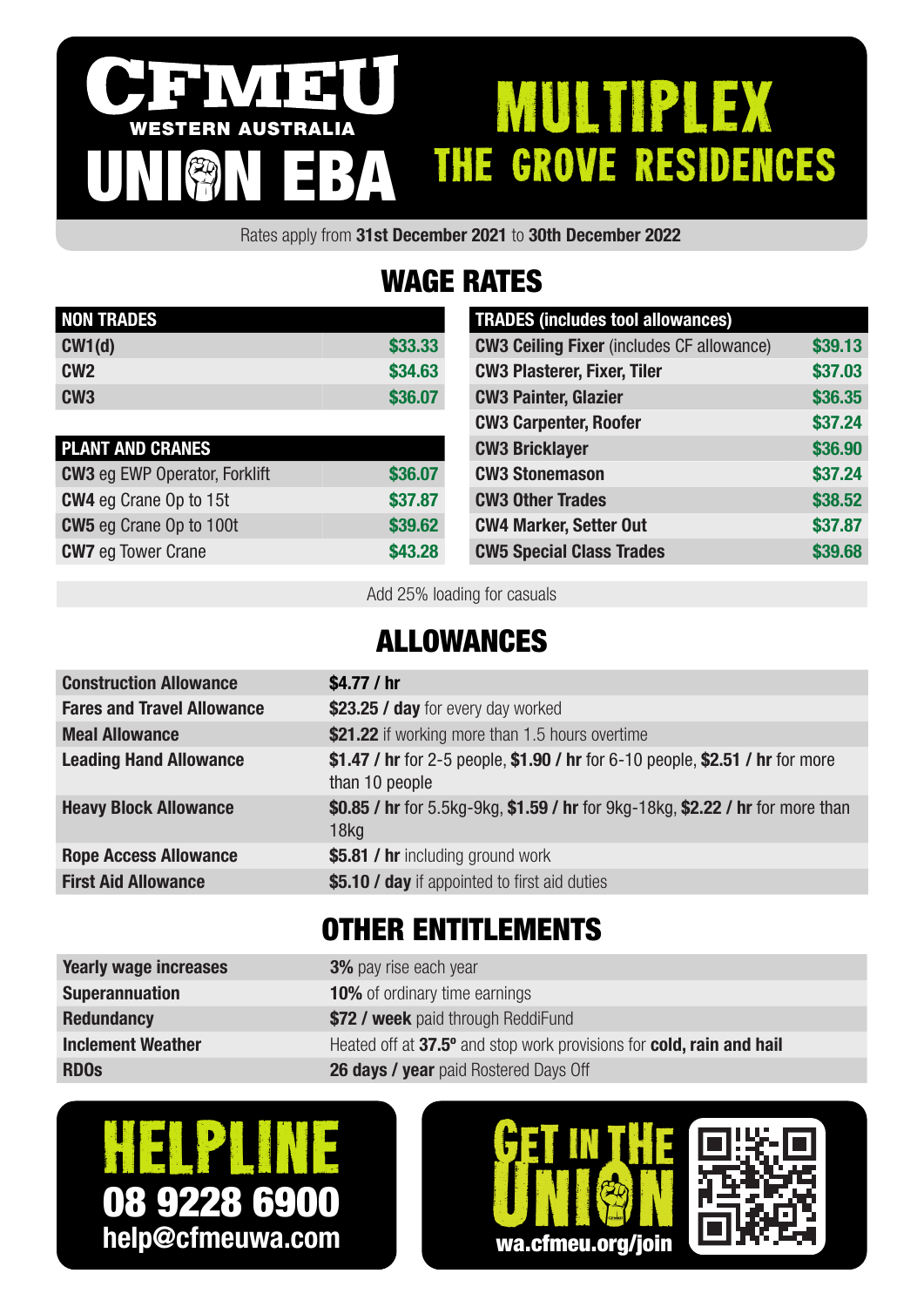# CFMEU WESTERN AUSTRALIA UNION EBA

# MULTIPLEX THE GROVE RESIDENCES

Rates apply from **31st December 2021** to **30th December 2022**

## WAGE RATES

| NON TRADES | |
|---|---|
| **CW1(d)** | $33.33 |
| **CW2** | $34.63 |
| **CW3** | $36.07 |

| PLANT AND CRANES | |
|---|---|
| **CW3** eg EWP Operator, Forklift | $36.07 |
| **CW4** eg Crane Op to 15t | $37.87 |
| **CW5** eg Crane Op to 100t | $39.62 |
| **CW7** eg Tower Crane | $43.28 |

| TRADES (includes tool allowances) | |
|---|---|
| **CW3 Ceiling Fixer** (includes CF allowance) | $39.13 |
| **CW3 Plasterer, Fixer, Tiler** | $37.03 |
| **CW3 Painter, Glazier** | $36.35 |
| **CW3 Carpenter, Roofer** | $37.24 |
| **CW3 Bricklayer** | $36.90 |
| **CW3 Stonemason** | $37.24 |
| **CW3 Other Trades** | $38.52 |
| **CW4 Marker, Setter Out** | $37.87 |
| **CW5 Special Class Trades** | $39.68 |

Add 25% loading for casuals

## ALLOWANCES

| | |
|---|---|
| **Construction Allowance** | **$4.77 / hr** |
| **Fares and Travel Allowance** | **$23.25 / day** for every day worked |
| **Meal Allowance** | **$21.22** if working more than 1.5 hours overtime |
| **Leading Hand Allowance** | **$1.47 / hr** for 2-5 people, **$1.90 / hr** for 6-10 people, **$2.51 / hr** for more than 10 people |
| **Heavy Block Allowance** | **$0.85 / hr** for 5.5kg-9kg, **$1.59 / hr** for 9kg-18kg, **$2.22 / hr** for more than 18kg |
| **Rope Access Allowance** | **$5.81 / hr** including ground work |
| **First Aid Allowance** | **$5.10 / day** if appointed to first aid duties |

## OTHER ENTITLEMENTS

| | |
|---|---|
| **Yearly wage increases** | **3%** pay rise each year |
| **Superannuation** | **10%** of ordinary time earnings |
| **Redundancy** | **$72 / week** paid through ReddiFund |
| **Inclement Weather** | Heated off at **37.5º** and stop work provisions for **cold, rain and hail** |
| **RDOs** | **26 days / year** paid Rostered Days Off |

**HELPLINE**
**08 9228 6900**
**help@cfmeuwa.com**

**GET IN THE UNION**
**wa.cfmeu.org/join**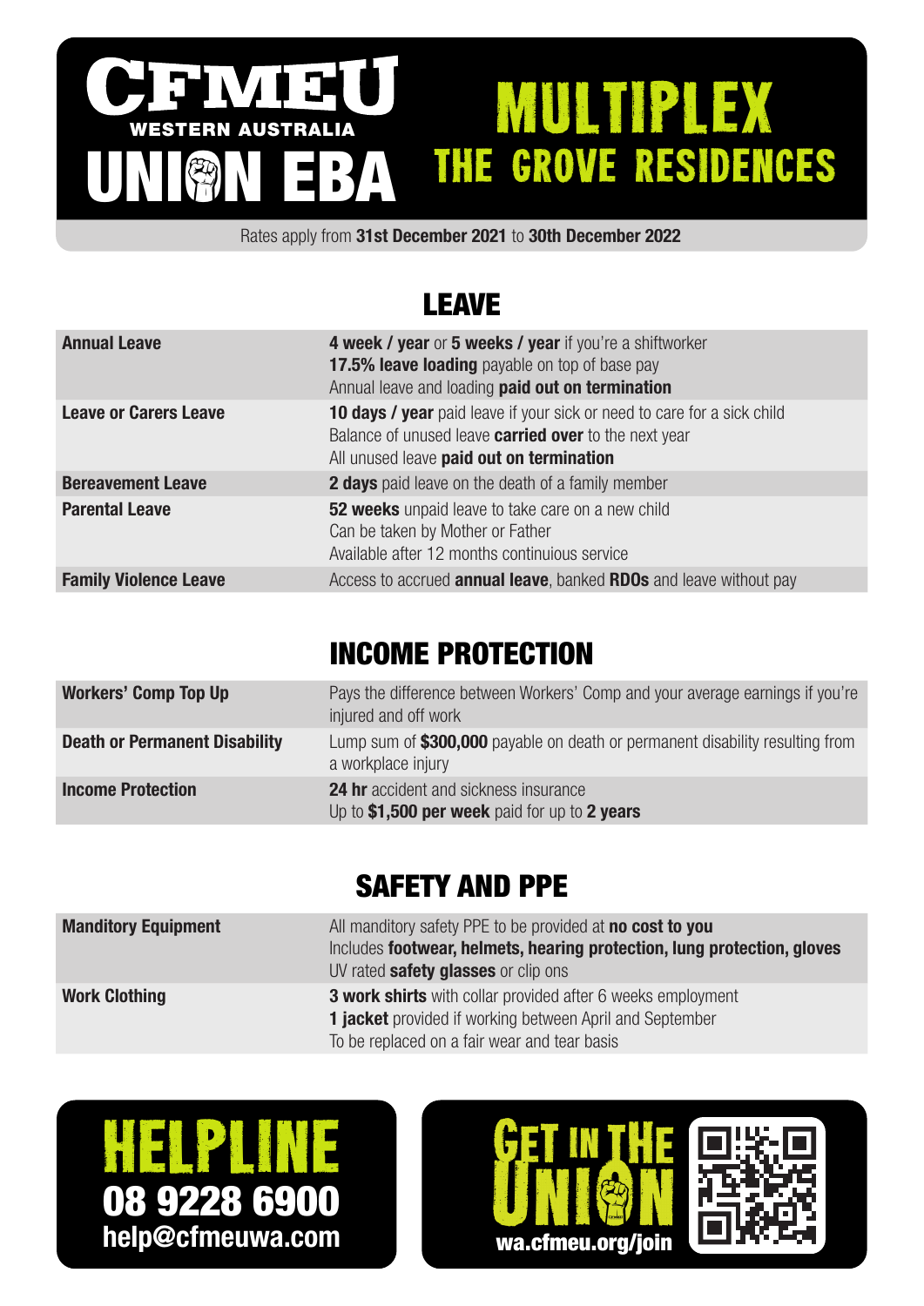# CFMEU WESTERN AUSTRALIA UNION EBA

# MULTIPLEX THE GROVE RESIDENCES

Rates apply from **31st December 2021** to **30th December 2022**

## LEAVE

| | |
|---|---|
| **Annual Leave** | **4 week / year** or **5 weeks / year** if you're a shiftworker<br>**17.5% leave loading** payable on top of base pay<br>Annual leave and loading **paid out on termination** |
| **Leave or Carers Leave** | **10 days / year** paid leave if your sick or need to care for a sick child<br>Balance of unused leave **carried over** to the next year<br>All unused leave **paid out on termination** |
| **Bereavement Leave** | **2 days** paid leave on the death of a family member |
| **Parental Leave** | **52 weeks** unpaid leave to take care on a new child<br>Can be taken by Mother or Father<br>Available after 12 months continiuous service |
| **Family Violence Leave** | Access to accrued **annual leave**, banked **RDOs** and leave without pay |

## INCOME PROTECTION

| | |
|---|---|
| **Workers' Comp Top Up** | Pays the difference between Workers' Comp and your average earnings if you're injured and off work |
| **Death or Permanent Disability** | Lump sum of **$300,000** payable on death or permanent disability resulting from a workplace injury |
| **Income Protection** | **24 hr** accident and sickness insurance<br>Up to **$1,500 per week** paid for up to **2 years** |

## SAFETY AND PPE

| | |
|---|---|
| **Manditory Equipment** | All manditory safety PPE to be provided at **no cost to you**<br>Includes **footwear, helmets, hearing protection, lung protection, gloves**<br>UV rated **safety glasses** or clip ons |
| **Work Clothing** | **3 work shirts** with collar provided after 6 weeks employment<br>**1 jacket** provided if working between April and September<br>To be replaced on a fair wear and tear basis |

**HELPLINE**
**08 9228 6900**
**help@cfmeuwa.com**

**GET IN THE UNION**
**wa.cfmeu.org/join**